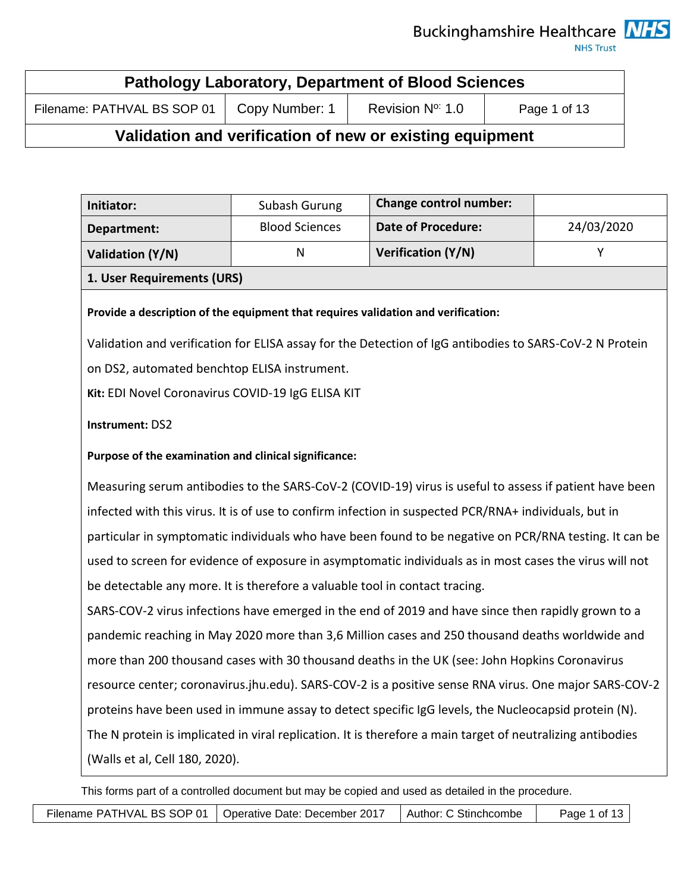Buckinghamshire Healthcare NHS Trust

| Pathology Laboratory, Department of Blood Sciences | | | |
|---|---|---|---|
| Filename: PATHVAL BS SOP 01 | Copy Number: 1 | Revision Nº: 1.0 | Page 1 of 13 |

## Validation and verification of new or existing equipment

| **Initiator:** | Subash Gurung | **Change control number:** | |
|---|---|---|---|
| **Department:** | Blood Sciences | **Date of Procedure:** | 24/03/2020 |
| **Validation (Y/N)** | N | **Verification (Y/N)** | Y |

### 1. User Requirements (URS)

**Provide a description of the equipment that requires validation and verification:**

Validation and verification for ELISA assay for the Detection of IgG antibodies to SARS-CoV-2 N Protein on DS2, automated benchtop ELISA instrument.

**Kit:** EDI Novel Coronavirus COVID-19 IgG ELISA KIT

**Instrument:** DS2

**Purpose of the examination and clinical significance:**

Measuring serum antibodies to the SARS-CoV-2 (COVID-19) virus is useful to assess if patient have been infected with this virus. It is of use to confirm infection in suspected PCR/RNA+ individuals, but in particular in symptomatic individuals who have been found to be negative on PCR/RNA testing. It can be used to screen for evidence of exposure in asymptomatic individuals as in most cases the virus will not be detectable any more. It is therefore a valuable tool in contact tracing.

SARS-COV-2 virus infections have emerged in the end of 2019 and have since then rapidly grown to a pandemic reaching in May 2020 more than 3,6 Million cases and 250 thousand deaths worldwide and more than 200 thousand cases with 30 thousand deaths in the UK (see: John Hopkins Coronavirus resource center; coronavirus.jhu.edu). SARS-COV-2 is a positive sense RNA virus. One major SARS-COV-2 proteins have been used in immune assay to detect specific IgG levels, the Nucleocapsid protein (N). The N protein is implicated in viral replication. It is therefore a main target of neutralizing antibodies (Walls et al, Cell 180, 2020).

This forms part of a controlled document but may be copied and used as detailed in the procedure.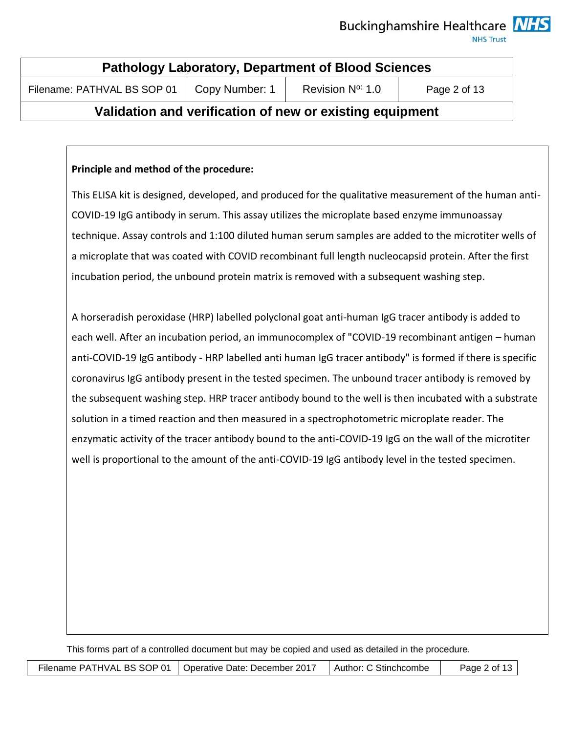**Principle and method of the procedure:**

This ELISA kit is designed, developed, and produced for the qualitative measurement of the human anti-COVID-19 IgG antibody in serum. This assay utilizes the microplate based enzyme immunoassay technique. Assay controls and 1:100 diluted human serum samples are added to the microtiter wells of a microplate that was coated with COVID recombinant full length nucleocapsid protein. After the first incubation period, the unbound protein matrix is removed with a subsequent washing step.

A horseradish peroxidase (HRP) labelled polyclonal goat anti-human IgG tracer antibody is added to each well. After an incubation period, an immunocomplex of "COVID-19 recombinant antigen – human anti-COVID-19 IgG antibody - HRP labelled anti human IgG tracer antibody" is formed if there is specific coronavirus IgG antibody present in the tested specimen. The unbound tracer antibody is removed by the subsequent washing step. HRP tracer antibody bound to the well is then incubated with a substrate solution in a timed reaction and then measured in a spectrophotometric microplate reader. The enzymatic activity of the tracer antibody bound to the anti-COVID-19 IgG on the wall of the microtiter well is proportional to the amount of the anti-COVID-19 IgG antibody level in the tested specimen.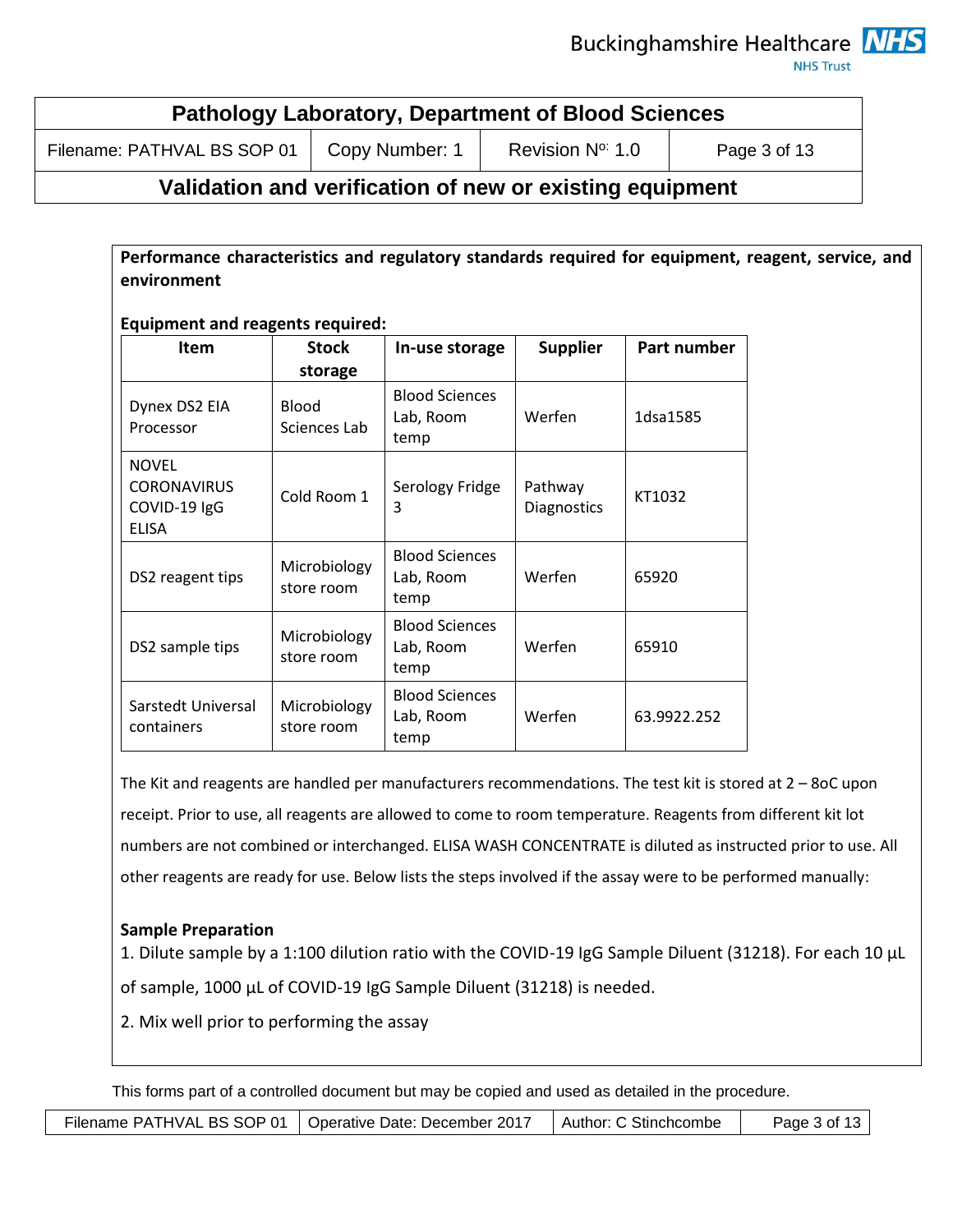**Performance characteristics and regulatory standards required for equipment, reagent, service, and environment**

**Equipment and reagents required:**

| Item | Stock storage | In-use storage | Supplier | Part number |
|---|---|---|---|---|
| Dynex DS2 EIA Processor | Blood Sciences Lab | Blood Sciences Lab, Room temp | Werfen | 1dsa1585 |
| NOVEL CORONAVIRUS COVID-19 IgG ELISA | Cold Room 1 | Serology Fridge 3 | Pathway Diagnostics | KT1032 |
| DS2 reagent tips | Microbiology store room | Blood Sciences Lab, Room temp | Werfen | 65920 |
| DS2 sample tips | Microbiology store room | Blood Sciences Lab, Room temp | Werfen | 65910 |
| Sarstedt Universal containers | Microbiology store room | Blood Sciences Lab, Room temp | Werfen | 63.9922.252 |

The Kit and reagents are handled per manufacturers recommendations. The test kit is stored at 2 – 8oC upon receipt. Prior to use, all reagents are allowed to come to room temperature. Reagents from different kit lot numbers are not combined or interchanged. ELISA WASH CONCENTRATE is diluted as instructed prior to use. All other reagents are ready for use. Below lists the steps involved if the assay were to be performed manually:

**Sample Preparation**

1. Dilute sample by a 1:100 dilution ratio with the COVID-19 IgG Sample Diluent (31218). For each 10 µL of sample, 1000 µL of COVID-19 IgG Sample Diluent (31218) is needed.
2. Mix well prior to performing the assay

This forms part of a controlled document but may be copied and used as detailed in the procedure.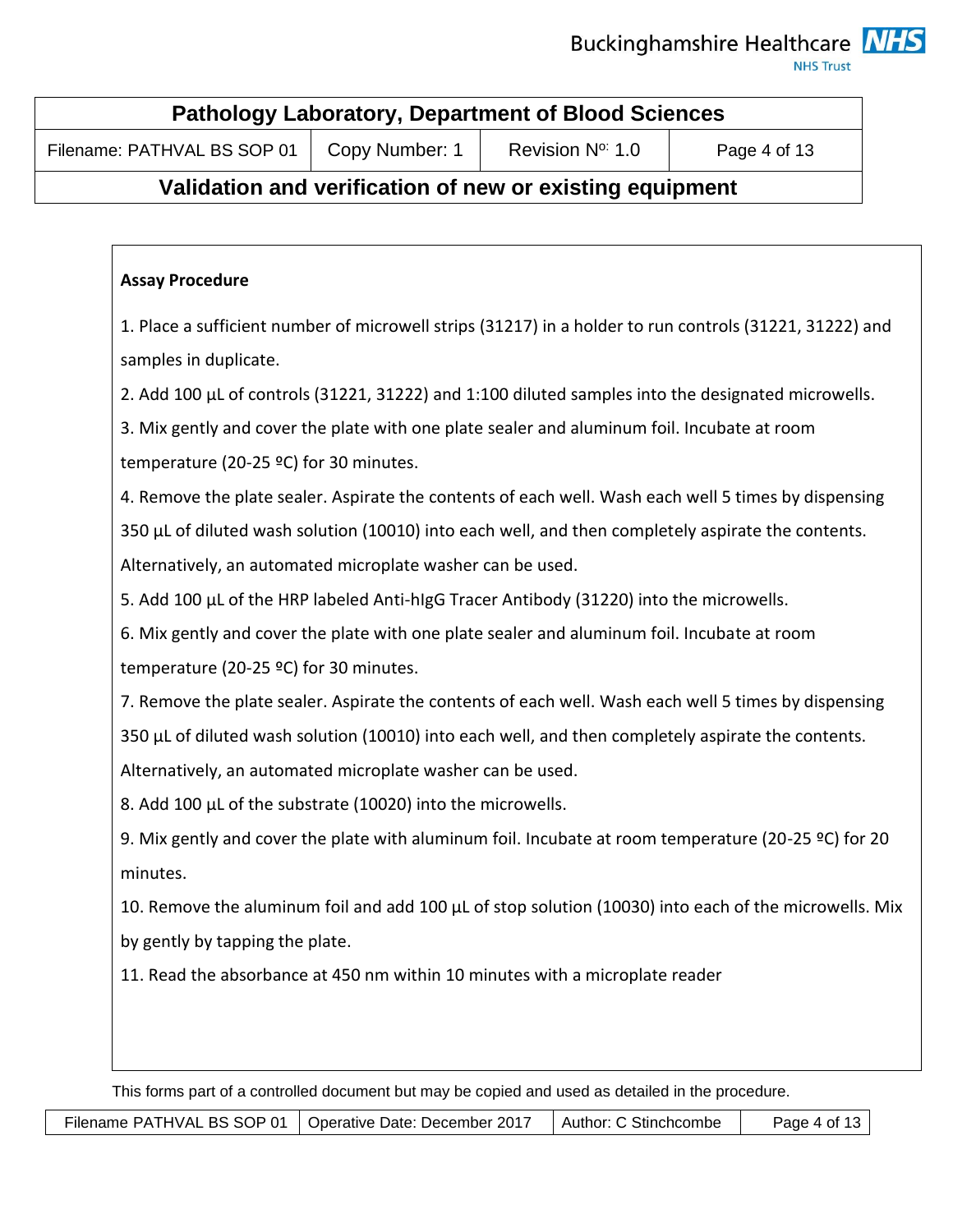**Assay Procedure**

1. Place a sufficient number of microwell strips (31217) in a holder to run controls (31221, 31222) and samples in duplicate.
2. Add 100 µL of controls (31221, 31222) and 1:100 diluted samples into the designated microwells.
3. Mix gently and cover the plate with one plate sealer and aluminum foil. Incubate at room temperature (20-25 ºC) for 30 minutes.
4. Remove the plate sealer. Aspirate the contents of each well. Wash each well 5 times by dispensing 350 µL of diluted wash solution (10010) into each well, and then completely aspirate the contents. Alternatively, an automated microplate washer can be used.
5. Add 100 µL of the HRP labeled Anti-hIgG Tracer Antibody (31220) into the microwells.
6. Mix gently and cover the plate with one plate sealer and aluminum foil. Incubate at room temperature (20-25 ºC) for 30 minutes.
7. Remove the plate sealer. Aspirate the contents of each well. Wash each well 5 times by dispensing 350 µL of diluted wash solution (10010) into each well, and then completely aspirate the contents. Alternatively, an automated microplate washer can be used.
8. Add 100 µL of the substrate (10020) into the microwells.
9. Mix gently and cover the plate with aluminum foil. Incubate at room temperature (20-25 ºC) for 20 minutes.
10. Remove the aluminum foil and add 100 µL of stop solution (10030) into each of the microwells. Mix by gently by tapping the plate.
11. Read the absorbance at 450 nm within 10 minutes with a microplate reader

This forms part of a controlled document but may be copied and used as detailed in the procedure.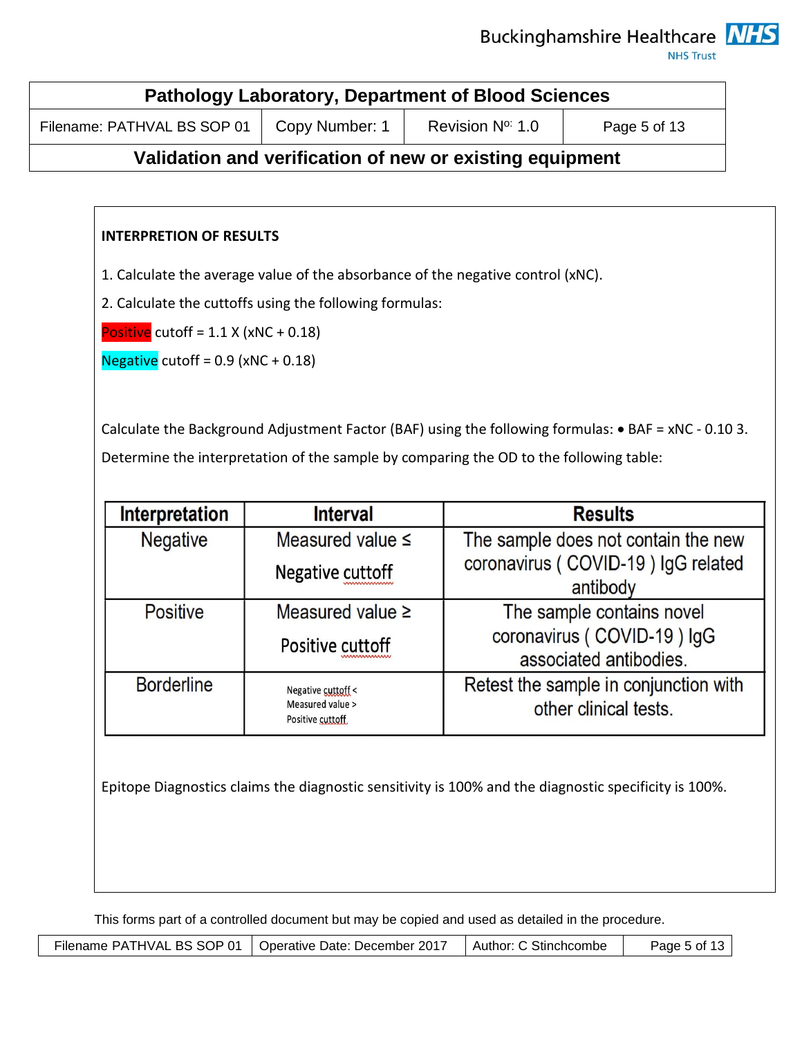**INTERPRETION OF RESULTS**

1. Calculate the average value of the absorbance of the negative control (xNC).

2. Calculate the cuttoffs using the following formulas:

Positive cutoff = 1.1 X (xNC + 0.18)

Negative cutoff = 0.9 (xNC + 0.18)

Calculate the Background Adjustment Factor (BAF) using the following formulas: • BAF = xNC - 0.10 3. Determine the interpretation of the sample by comparing the OD to the following table:

| Interpretation | Interval | Results |
|---|---|---|
| Negative | Measured value ≤ Negative cuttoff | The sample does not contain the new coronavirus ( COVID-19 ) IgG related antibody |
| Positive | Measured value ≥ Positive cuttoff | The sample contains novel coronavirus ( COVID-19 ) IgG associated antibodies. |
| Borderline | Negative cuttoff < Measured value > Positive cuttoff | Retest the sample in conjunction with other clinical tests. |

Epitope Diagnostics claims the diagnostic sensitivity is 100% and the diagnostic specificity is 100%.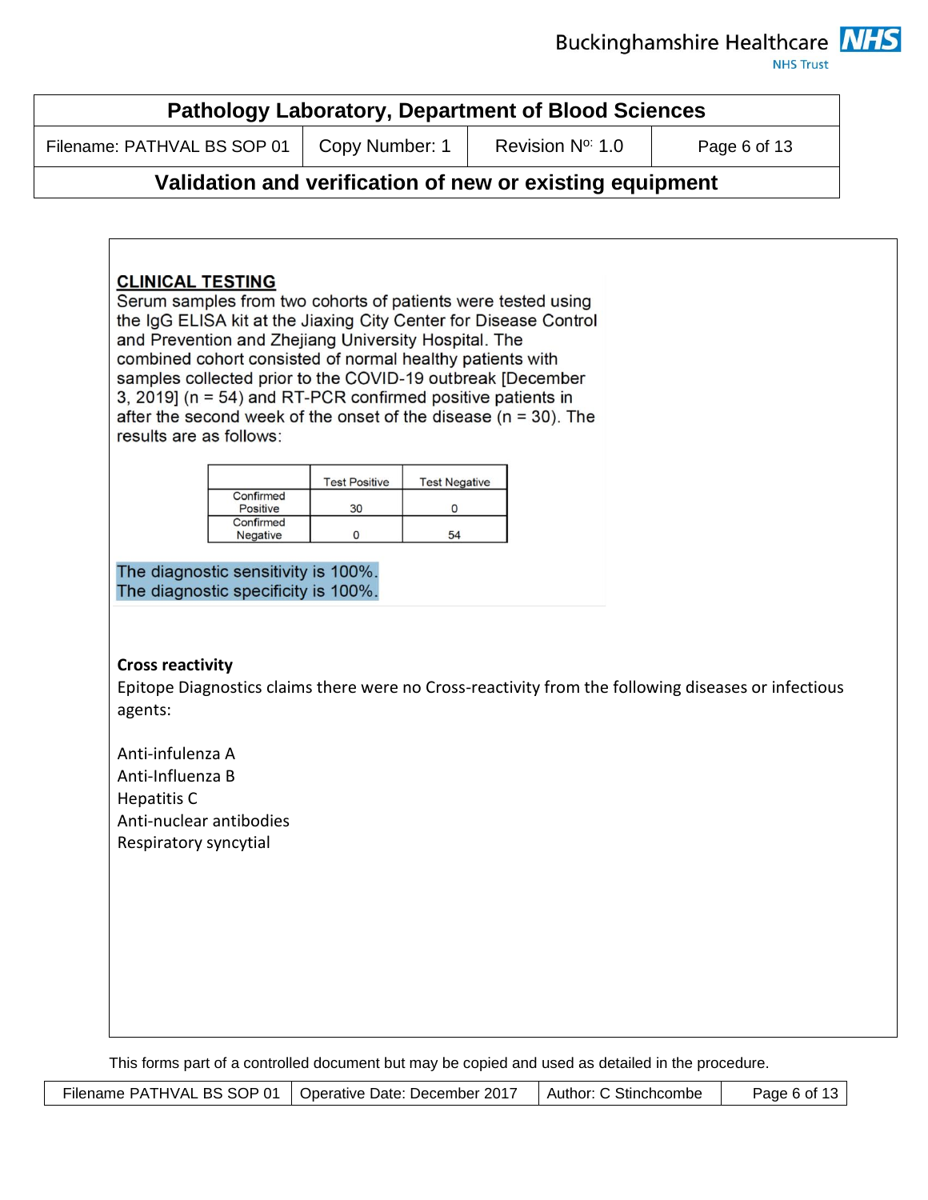**CLINICAL TESTING**

Serum samples from two cohorts of patients were tested using the IgG ELISA kit at the Jiaxing City Center for Disease Control and Prevention and Zhejiang University Hospital. The combined cohort consisted of normal healthy patients with samples collected prior to the COVID-19 outbreak [December 3, 2019] (n = 54) and RT-PCR confirmed positive patients in after the second week of the onset of the disease (n = 30). The results are as follows:

| | Test Positive | Test Negative |
|---|---|---|
| Confirmed Positive | 30 | 0 |
| Confirmed Negative | 0 | 54 |

The diagnostic sensitivity is 100%.
The diagnostic specificity is 100%.

**Cross reactivity**

Epitope Diagnostics claims there were no Cross-reactivity from the following diseases or infectious agents:

Anti-infulenza A
Anti-Influenza B
Hepatitis C
Anti-nuclear antibodies
Respiratory syncytial

This forms part of a controlled document but may be copied and used as detailed in the procedure.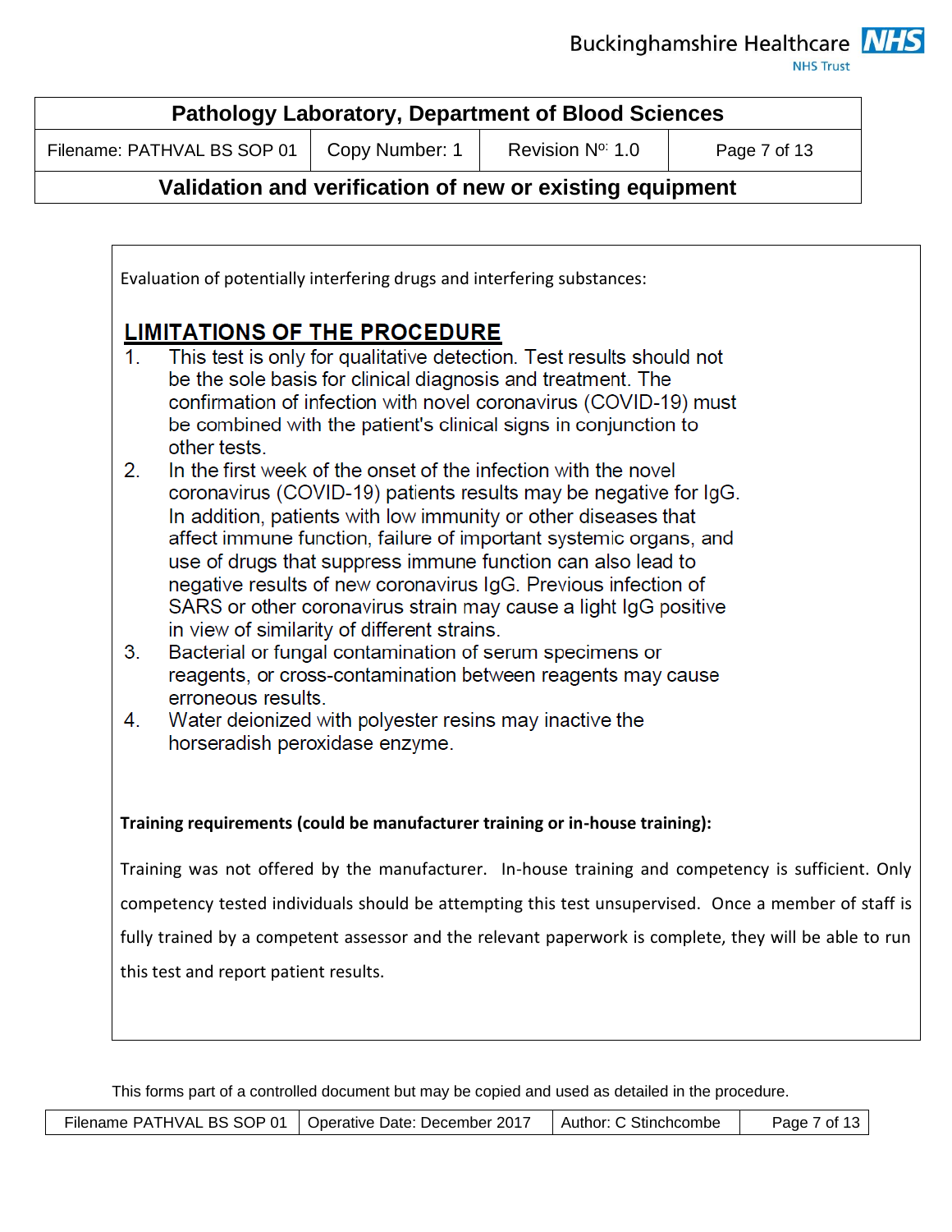Evaluation of potentially interfering drugs and interfering substances:

## LIMITATIONS OF THE PROCEDURE

1. This test is only for qualitative detection. Test results should not be the sole basis for clinical diagnosis and treatment. The confirmation of infection with novel coronavirus (COVID-19) must be combined with the patient's clinical signs in conjunction to other tests.
2. In the first week of the onset of the infection with the novel coronavirus (COVID-19) patients results may be negative for IgG. In addition, patients with low immunity or other diseases that affect immune function, failure of important systemic organs, and use of drugs that suppress immune function can also lead to negative results of new coronavirus IgG. Previous infection of SARS or other coronavirus strain may cause a light IgG positive in view of similarity of different strains.
3. Bacterial or fungal contamination of serum specimens or reagents, or cross-contamination between reagents may cause erroneous results.
4. Water deionized with polyester resins may inactive the horseradish peroxidase enzyme.

**Training requirements (could be manufacturer training or in-house training):**

Training was not offered by the manufacturer. In-house training and competency is sufficient. Only competency tested individuals should be attempting this test unsupervised. Once a member of staff is fully trained by a competent assessor and the relevant paperwork is complete, they will be able to run this test and report patient results.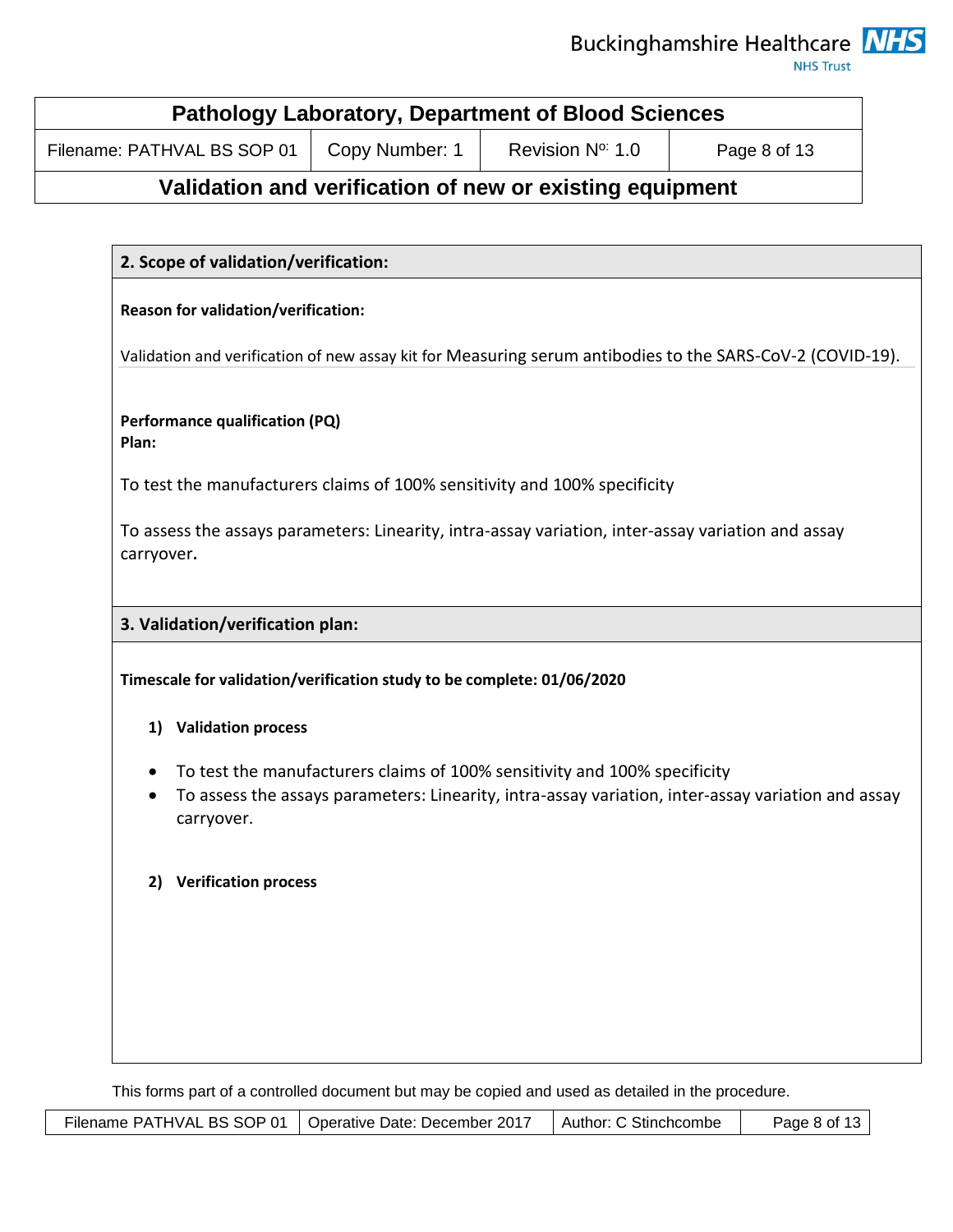## 2. Scope of validation/verification:

**Reason for validation/verification:**

Validation and verification of new assay kit for Measuring serum antibodies to the SARS-CoV-2 (COVID-19).

**Performance qualification (PQ)**
**Plan:**

To test the manufacturers claims of 100% sensitivity and 100% specificity

To assess the assays parameters: Linearity, intra-assay variation, inter-assay variation and assay carryover.

## 3. Validation/verification plan:

**Timescale for validation/verification study to be complete: 01/06/2020**

1) **Validation process**

- To test the manufacturers claims of 100% sensitivity and 100% specificity
- To assess the assays parameters: Linearity, intra-assay variation, inter-assay variation and assay carryover.

2) **Verification process**

This forms part of a controlled document but may be copied and used as detailed in the procedure.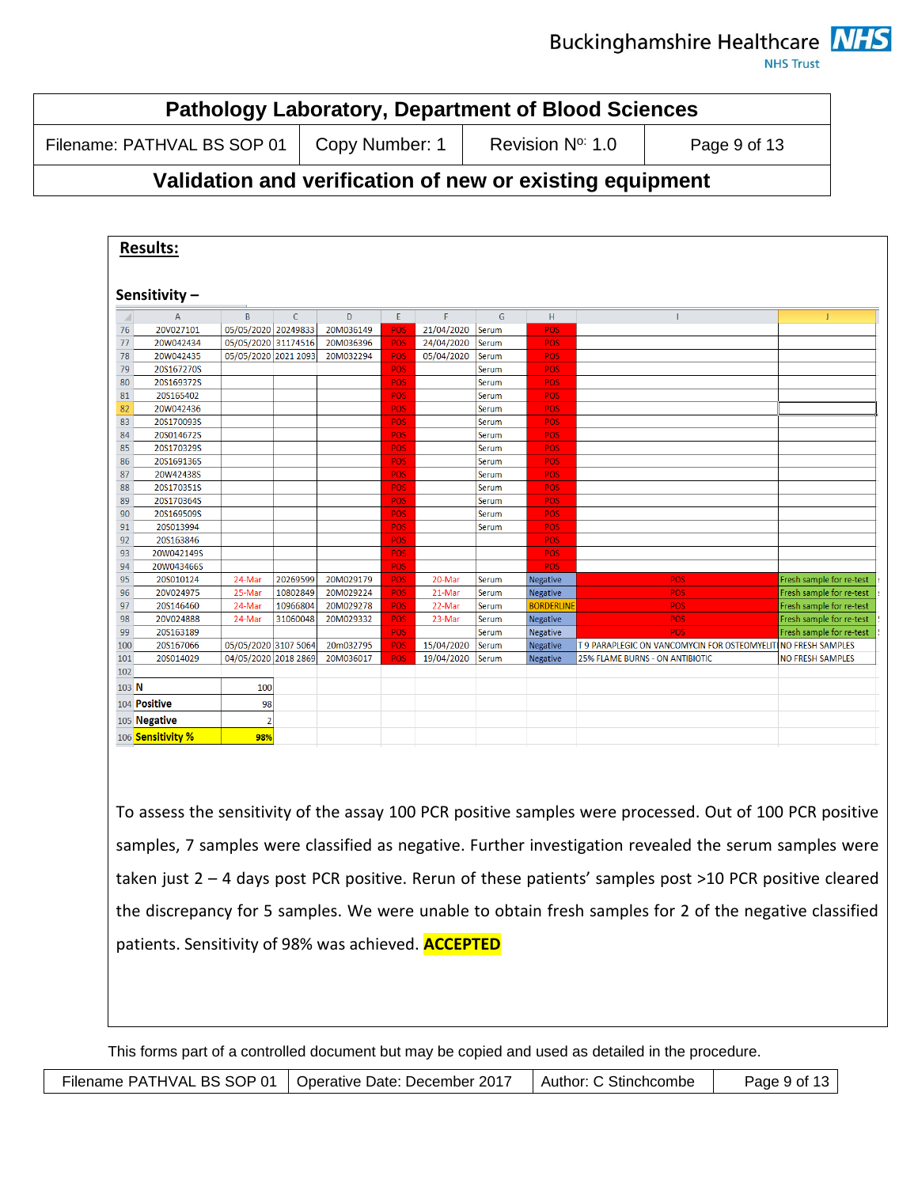# Pathology Laboratory, Department of Blood Sciences

| Filename: PATHVAL BS SOP 01 | Copy Number: 1 | Revision Nº: 1.0 |
|---|---|---|

## Validation and verification of new or existing equipment

**Results:**

**Sensitivity –**

| | A | B | C | D | E | F | G | H | I | J |
|---|---|---|---|---|---|---|---|---|---|---|
| 76 | 20V027101 | 05/05/2020 | 20249833 | 20M036149 | POS | 21/04/2020 | Serum | POS | | |
| 77 | 20W042434 | 05/05/2020 | 31174516 | 20M036396 | POS | 24/04/2020 | Serum | POS | | |
| 78 | 20W042435 | 05/05/2020 | 2021 2093 | 20M032294 | POS | 05/04/2020 | Serum | POS | | |
| 79 | 20S167270S | | | | POS | | Serum | POS | | |
| 80 | 20S169372S | | | | POS | | Serum | POS | | |
| 81 | 20S165402 | | | | POS | | Serum | POS | | |
| 82 | 20W042436 | | | | POS | | Serum | POS | | |
| 83 | 20S170093S | | | | POS | | Serum | POS | | |
| 84 | 20S014672S | | | | POS | | Serum | POS | | |
| 85 | 20S170329S | | | | POS | | Serum | POS | | |
| 86 | 20S169136S | | | | POS | | Serum | POS | | |
| 87 | 20W42438S | | | | POS | | Serum | POS | | |
| 88 | 20S170351S | | | | POS | | Serum | POS | | |
| 89 | 20S170364S | | | | POS | | Serum | POS | | |
| 90 | 20S169509S | | | | POS | | Serum | POS | | |
| 91 | 20S013994 | | | | POS | | Serum | POS | | |
| 92 | 20S163846 | | | | POS | | | POS | | |
| 93 | 20W042149S | | | | POS | | | POS | | |
| 94 | 20W043466S | | | | POS | | | POS | | |
| 95 | 20S010124 | 24-Mar | 20269599 | 20M029179 | POS | 20-Mar | Serum | Negative | POS | Fresh sample for re-test |
| 96 | 20V024975 | 25-Mar | 10802849 | 20M029224 | POS | 21-Mar | Serum | Negative | POS | Fresh sample for re-test |
| 97 | 20S146460 | 24-Mar | 10966804 | 20M029278 | POS | 22-Mar | Serum | BORDERLINE | POS | Fresh sample for re-test |
| 98 | 20V024888 | 24-Mar | 31060048 | 20M029332 | POS | 23-Mar | Serum | Negative | POS | Fresh sample for re-test |
| 99 | 20S163189 | | | | POS | | Serum | Negative | POS | Fresh sample for re-test |
| 100 | 20S167066 | 05/05/2020 | 3107 5064 | 20m032795 | POS | 15/04/2020 | Serum | Negative | T 9 PARAPLEGIC ON VANCOMYCIN FOR OSTEOMYELIT | NO FRESH SAMPLES |
| 101 | 20S014029 | 04/05/2020 | 2018 2869 | 20M036017 | POS | 19/04/2020 | Serum | Negative | 25% FLAME BURNS - ON ANTIBIOTIC | NO FRESH SAMPLES |
| 102 | | | | | | | | | | |
| 103 | N | 100 | | | | | | | | |
| 104 | Positive | 98 | | | | | | | | |
| 105 | Negative | 2 | | | | | | | | |
| 106 | Sensitivity % | 98% | | | | | | | | |

To assess the sensitivity of the assay 100 PCR positive samples were processed. Out of 100 PCR positive samples, 7 samples were classified as negative. Further investigation revealed the serum samples were taken just 2 – 4 days post PCR positive. Rerun of these patients' samples post >10 PCR positive cleared the discrepancy for 5 samples. We were unable to obtain fresh samples for 2 of the negative classified patients. Sensitivity of 98% was achieved. **ACCEPTED**

This forms part of a controlled document but may be copied and used as detailed in the procedure.

| Filename PATHVAL BS SOP 01 | Operative Date: December 2017 | Author: C Stinchcombe |
|---|---|---|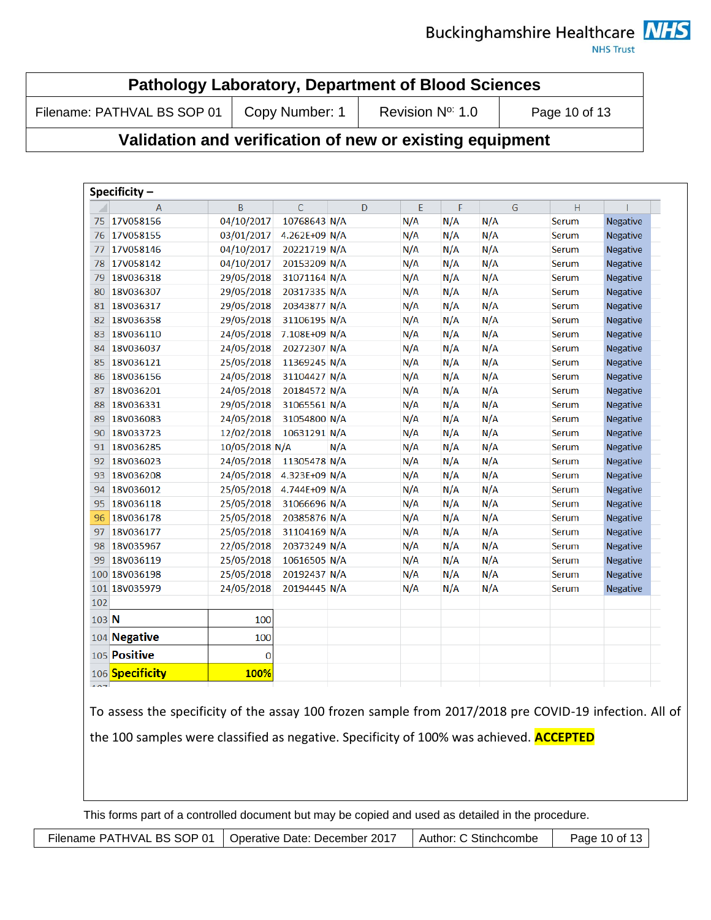## Pathology Laboratory, Department of Blood Sciences

| Filename: PATHVAL BS SOP 01 | Copy Number: 1 | Revision Nº: 1.0 |
|---|---|---|

## Validation and verification of new or existing equipment

**Specificity –**

| | A | B | C | D | E | F | G | H | I |
|---|---|---|---|---|---|---|---|---|---|
| 75 | 17V058156 | 04/10/2017 | 10768643 | N/A | N/A | N/A | N/A | Serum | Negative |
| 76 | 17V058155 | 03/01/2017 | 4.262E+09 | N/A | N/A | N/A | N/A | Serum | Negative |
| 77 | 17V058146 | 04/10/2017 | 20221719 | N/A | N/A | N/A | N/A | Serum | Negative |
| 78 | 17V058142 | 04/10/2017 | 20153209 | N/A | N/A | N/A | N/A | Serum | Negative |
| 79 | 18V036318 | 29/05/2018 | 31071164 | N/A | N/A | N/A | N/A | Serum | Negative |
| 80 | 18V036307 | 29/05/2018 | 20317335 | N/A | N/A | N/A | N/A | Serum | Negative |
| 81 | 18V036317 | 29/05/2018 | 20343877 | N/A | N/A | N/A | N/A | Serum | Negative |
| 82 | 18V036358 | 29/05/2018 | 31106195 | N/A | N/A | N/A | N/A | Serum | Negative |
| 83 | 18V036110 | 24/05/2018 | 7.108E+09 | N/A | N/A | N/A | N/A | Serum | Negative |
| 84 | 18V036037 | 24/05/2018 | 20272307 | N/A | N/A | N/A | N/A | Serum | Negative |
| 85 | 18V036121 | 25/05/2018 | 11369245 | N/A | N/A | N/A | N/A | Serum | Negative |
| 86 | 18V036156 | 24/05/2018 | 31104427 | N/A | N/A | N/A | N/A | Serum | Negative |
| 87 | 18V036201 | 24/05/2018 | 20184572 | N/A | N/A | N/A | N/A | Serum | Negative |
| 88 | 18V036331 | 29/05/2018 | 31065561 | N/A | N/A | N/A | N/A | Serum | Negative |
| 89 | 18V036083 | 24/05/2018 | 31054800 | N/A | N/A | N/A | N/A | Serum | Negative |
| 90 | 18V033723 | 12/02/2018 | 10631291 | N/A | N/A | N/A | N/A | Serum | Negative |
| 91 | 18V036285 | 10/05/2018 | N/A | N/A | N/A | N/A | N/A | Serum | Negative |
| 92 | 18V036023 | 24/05/2018 | 11305478 | N/A | N/A | N/A | N/A | Serum | Negative |
| 93 | 18V036208 | 24/05/2018 | 4.323E+09 | N/A | N/A | N/A | N/A | Serum | Negative |
| 94 | 18V036012 | 25/05/2018 | 4.744E+09 | N/A | N/A | N/A | N/A | Serum | Negative |
| 95 | 18V036118 | 25/05/2018 | 31066696 | N/A | N/A | N/A | N/A | Serum | Negative |
| 96 | 18V036178 | 25/05/2018 | 20385876 | N/A | N/A | N/A | N/A | Serum | Negative |
| 97 | 18V036177 | 25/05/2018 | 31104169 | N/A | N/A | N/A | N/A | Serum | Negative |
| 98 | 18V035967 | 22/05/2018 | 20373249 | N/A | N/A | N/A | N/A | Serum | Negative |
| 99 | 18V036119 | 25/05/2018 | 10616505 | N/A | N/A | N/A | N/A | Serum | Negative |
| 100 | 18V036198 | 25/05/2018 | 20192437 | N/A | N/A | N/A | N/A | Serum | Negative |
| 101 | 18V035979 | 24/05/2018 | 20194445 | N/A | N/A | N/A | N/A | Serum | Negative |
| 102 | | | | | | | | | |
| 103 | **N** | 100 | | | | | | | |
| 104 | **Negative** | 100 | | | | | | | |
| 105 | **Positive** | 0 | | | | | | | |
| 106 | **Specificity** | **100%** | | | | | | | |

To assess the specificity of the assay 100 frozen sample from 2017/2018 pre COVID-19 infection. All of the 100 samples were classified as negative. Specificity of 100% was achieved. **ACCEPTED**

This forms part of a controlled document but may be copied and used as detailed in the procedure.

| Filename PATHVAL BS SOP 01 | Operative Date: December 2017 | Author: C Stinchcombe |
|---|---|---|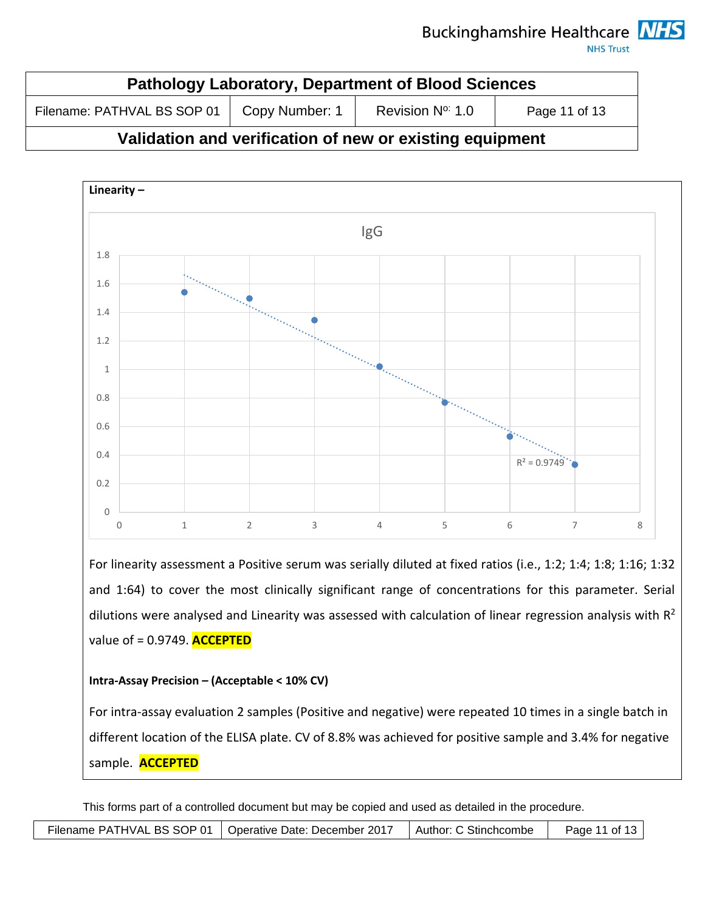**Linearity –**

For linearity assessment a Positive serum was serially diluted at fixed ratios (i.e., 1:2; 1:4; 1:8; 1:16; 1:32 and 1:64) to cover the most clinically significant range of concentrations for this parameter. Serial dilutions were analysed and Linearity was assessed with calculation of linear regression analysis with $R^2$ value of = 0.9749. **ACCEPTED**

**Intra-Assay Precision – (Acceptable < 10% CV)**

For intra-assay evaluation 2 samples (Positive and negative) were repeated 10 times in a single batch in different location of the ELISA plate. CV of 8.8% was achieved for positive sample and 3.4% for negative sample. **ACCEPTED**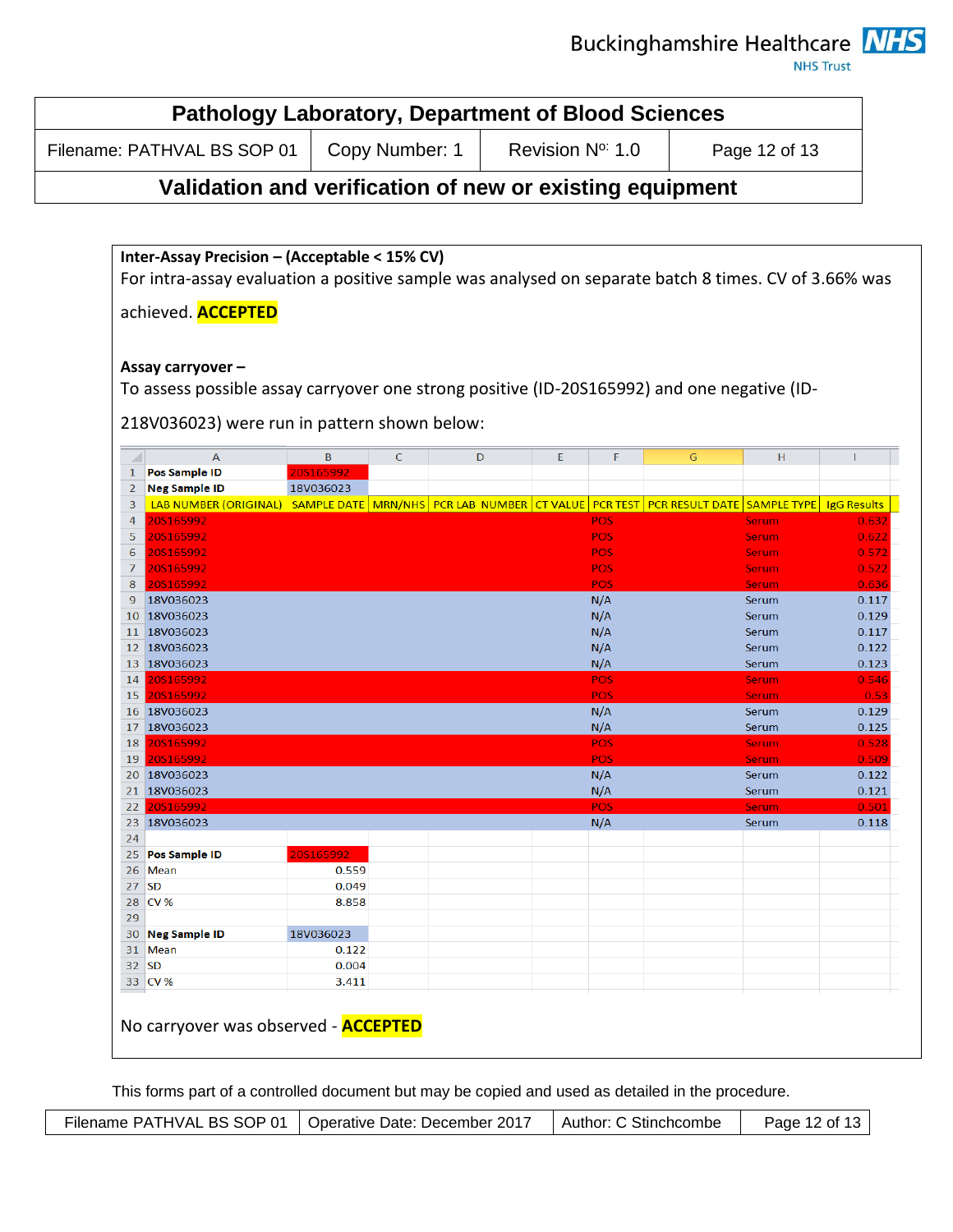**Inter-Assay Precision – (Acceptable < 15% CV)**

For intra-assay evaluation a positive sample was analysed on separate batch 8 times. CV of 3.66% was achieved. **ACCEPTED**

**Assay carryover –**

To assess possible assay carryover one strong positive (ID-20S165992) and one negative (ID-218V036023) were run in pattern shown below:

| | A | B | C | D | E | F | G | H | I |
|---|---|---|---|---|---|---|---|---|---|
| 1 | **Pos Sample ID** | 20S165992 | | | | | | | |
| 2 | **Neg Sample ID** | 18V036023 | | | | | | | |
| 3 | LAB NUMBER (ORIGINAL) | SAMPLE DATE | MRN/NHS | PCR LAB NUMBER | CT VALUE | PCR TEST | PCR RESULT DATE | SAMPLE TYPE | IgG Results |
| 4 | 20S165992 | | | | | POS | | Serum | 0.632 |
| 5 | 20S165992 | | | | | POS | | Serum | 0.622 |
| 6 | 20S165992 | | | | | POS | | Serum | 0.572 |
| 7 | 20S165992 | | | | | POS | | Serum | 0.522 |
| 8 | 20S165992 | | | | | POS | | Serum | 0.636 |
| 9 | 18V036023 | | | | | N/A | | Serum | 0.117 |
| 10 | 18V036023 | | | | | N/A | | Serum | 0.129 |
| 11 | 18V036023 | | | | | N/A | | Serum | 0.117 |
| 12 | 18V036023 | | | | | N/A | | Serum | 0.122 |
| 13 | 18V036023 | | | | | N/A | | Serum | 0.123 |
| 14 | 20S165992 | | | | | POS | | Serum | 0.546 |
| 15 | 20S165992 | | | | | POS | | Serum | 0.53 |
| 16 | 18V036023 | | | | | N/A | | Serum | 0.129 |
| 17 | 18V036023 | | | | | N/A | | Serum | 0.125 |
| 18 | 20S165992 | | | | | POS | | Serum | 0.528 |
| 19 | 20S165992 | | | | | POS | | Serum | 0.509 |
| 20 | 18V036023 | | | | | N/A | | Serum | 0.122 |
| 21 | 18V036023 | | | | | N/A | | Serum | 0.121 |
| 22 | 20S165992 | | | | | POS | | Serum | 0.501 |
| 23 | 18V036023 | | | | | N/A | | Serum | 0.118 |
| 24 | | | | | | | | | |
| 25 | **Pos Sample ID** | 20S165992 | | | | | | | |
| 26 | Mean | 0.559 | | | | | | | |
| 27 | SD | 0.049 | | | | | | | |
| 28 | CV % | 8.858 | | | | | | | |
| 29 | | | | | | | | | |
| 30 | **Neg Sample ID** | 18V036023 | | | | | | | |
| 31 | Mean | 0.122 | | | | | | | |
| 32 | SD | 0.004 | | | | | | | |
| 33 | CV % | 3.411 | | | | | | | |

No carryover was observed - **ACCEPTED**

This forms part of a controlled document but may be copied and used as detailed in the procedure.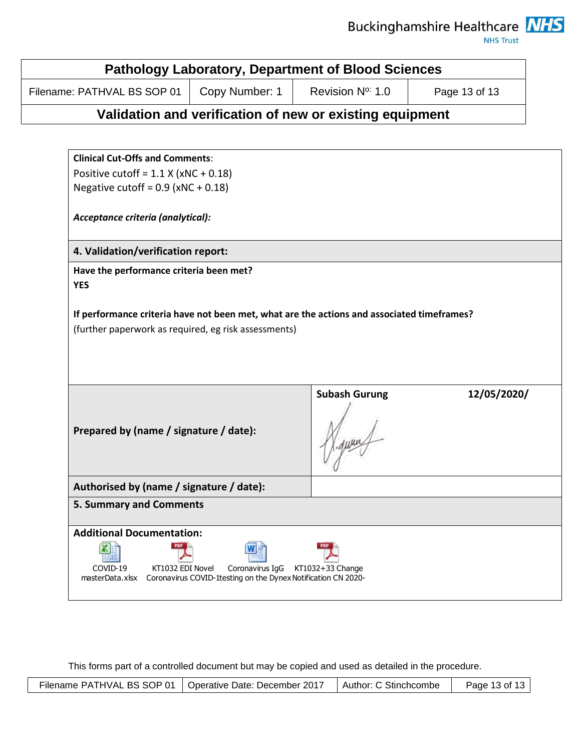**Clinical Cut-Offs and Comments**:

Positive cutoff = 1.1 X (xNC + 0.18)

Negative cutoff = 0.9 (xNC + 0.18)

***Acceptance criteria (analytical):***

**4. Validation/verification report:**

**Have the performance criteria been met?**

**YES**

**If performance criteria have not been met, what are the actions and associated timeframes?**

(further paperwork as required, eg risk assessments)

| | | |
|---|---|---|
| **Prepared by (name / signature / date):** | **Subash Gurung** | **12/05/2020/** |
| **Authorised by (name / signature / date):** | | |

**5. Summary and Comments**

**Additional Documentation:**

COVID-19 masterData.xlsx

KT1032 EDI Novel Coronavirus COVID-1

Coronavirus IgG testing on the Dynex

KT1032+33 Change Notification CN 2020-

This forms part of a controlled document but may be copied and used as detailed in the procedure.